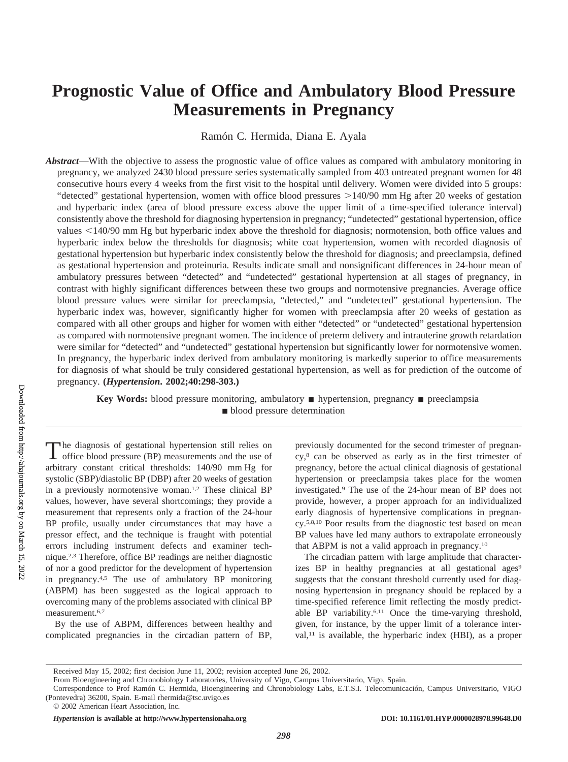# Prognostic Value of Office and Ambulatory Blood Pressure Measurements in Pregnancy

Ramón C. Hermida, Diana E. Ayala

***Abstract***—With the objective to assess the prognostic value of office values as compared with ambulatory monitoring in pregnancy, we analyzed 2430 blood pressure series systematically sampled from 403 untreated pregnant women for 48 consecutive hours every 4 weeks from the first visit to the hospital until delivery. Women were divided into 5 groups: "detected" gestational hypertension, women with office blood pressures >140/90 mm Hg after 20 weeks of gestation and hyperbaric index (area of blood pressure excess above the upper limit of a time-specified tolerance interval) consistently above the threshold for diagnosing hypertension in pregnancy; "undetected" gestational hypertension, office values <140/90 mm Hg but hyperbaric index above the threshold for diagnosis; normotension, both office values and hyperbaric index below the thresholds for diagnosis; white coat hypertension, women with recorded diagnosis of gestational hypertension but hyperbaric index consistently below the threshold for diagnosis; and preeclampsia, defined as gestational hypertension and proteinuria. Results indicate small and nonsignificant differences in 24-hour mean of ambulatory pressures between "detected" and "undetected" gestational hypertension at all stages of pregnancy, in contrast with highly significant differences between these two groups and normotensive pregnancies. Average office blood pressure values were similar for preeclampsia, "detected," and "undetected" gestational hypertension. The hyperbaric index was, however, significantly higher for women with preeclampsia after 20 weeks of gestation as compared with all other groups and higher for women with either "detected" or "undetected" gestational hypertension as compared with normotensive pregnant women. The incidence of preterm delivery and intrauterine growth retardation were similar for "detected" and "undetected" gestational hypertension but significantly lower for normotensive women. In pregnancy, the hyperbaric index derived from ambulatory monitoring is markedly superior to office measurements for diagnosis of what should be truly considered gestational hypertension, as well as for prediction of the outcome of pregnancy. **(*Hypertension*. 2002;40:298-303.)**

**Key Words:** blood pressure monitoring, ambulatory ■ hypertension, pregnancy ■ preeclampsia ■ blood pressure determination

The diagnosis of gestational hypertension still relies on office blood pressure (BP) measurements and the use of arbitrary constant critical thresholds: 140/90 mm Hg for systolic (SBP)/diastolic BP (DBP) after 20 weeks of gestation in a previously normotensive woman.[1,2] These clinical BP values, however, have several shortcomings; they provide a measurement that represents only a fraction of the 24-hour BP profile, usually under circumstances that may have a pressor effect, and the technique is fraught with potential errors including instrument defects and examiner technique.[2,3] Therefore, office BP readings are neither diagnostic of nor a good predictor for the development of hypertension in pregnancy.[4,5] The use of ambulatory BP monitoring (ABPM) has been suggested as the logical approach to overcoming many of the problems associated with clinical BP measurement.[6,7]

By the use of ABPM, differences between healthy and complicated pregnancies in the circadian pattern of BP, previously documented for the second trimester of pregnancy,[8] can be observed as early as in the first trimester of pregnancy, before the actual clinical diagnosis of gestational hypertension or preeclampsia takes place for the women investigated.[9] The use of the 24-hour mean of BP does not provide, however, a proper approach for an individualized early diagnosis of hypertensive complications in pregnancy.[5,8,10] Poor results from the diagnostic test based on mean BP values have led many authors to extrapolate erroneously that ABPM is not a valid approach in pregnancy.[10]

The circadian pattern with large amplitude that characterizes BP in healthy pregnancies at all gestational ages[9] suggests that the constant threshold currently used for diagnosing hypertension in pregnancy should be replaced by a time-specified reference limit reflecting the mostly predictable BP variability.[6,11] Once the time-varying threshold, given, for instance, by the upper limit of a tolerance interval,[11] is available, the hyperbaric index (HBI), as a proper

Received May 15, 2002; first decision June 11, 2002; revision accepted June 26, 2002.

From Bioengineering and Chronobiology Laboratories, University of Vigo, Campus Universitario, Vigo, Spain.

Correspondence to Prof Ramón C. Hermida, Bioengineering and Chronobiology Labs, E.T.S.I. Telecomunicación, Campus Universitario, VIGO (Pontevedra) 36200, Spain. E-mail rhermida@tsc.uvigo.es

© 2002 American Heart Association, Inc.

*Hypertension* **is available at http://www.hypertensionaha.org** **DOI: 10.1161/01.HYP.0000028978.99648.D0**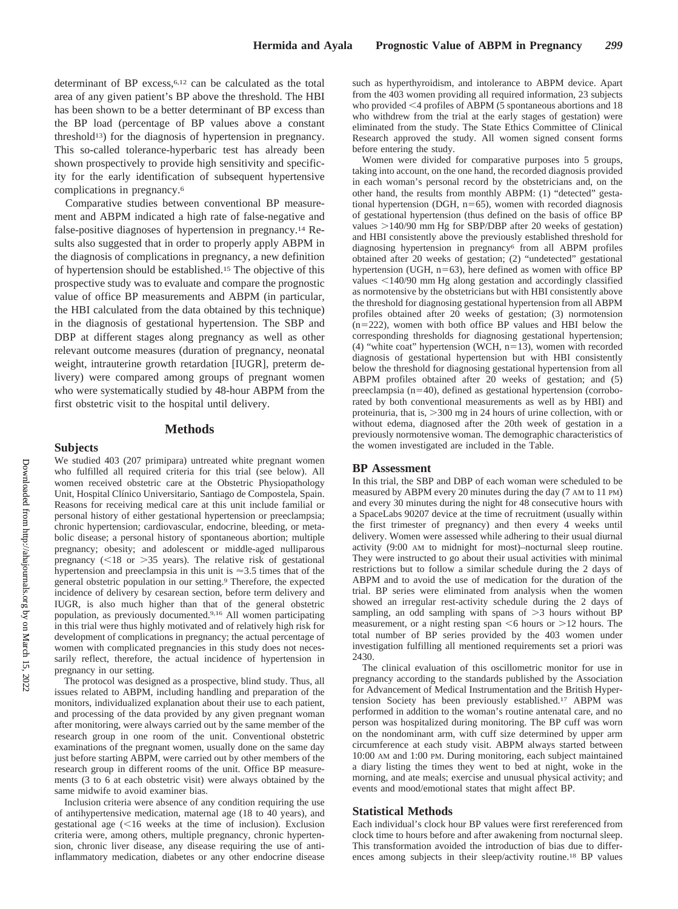determinant of BP excess,[6,12] can be calculated as the total area of any given patient's BP above the threshold. The HBI has been shown to be a better determinant of BP excess than the BP load (percentage of BP values above a constant threshold[13]) for the diagnosis of hypertension in pregnancy. This so-called tolerance-hyperbaric test has already been shown prospectively to provide high sensitivity and specificity for the early identification of subsequent hypertensive complications in pregnancy.[6]

Comparative studies between conventional BP measurement and ABPM indicated a high rate of false-negative and false-positive diagnoses of hypertension in pregnancy.[14] Results also suggested that in order to properly apply ABPM in the diagnosis of complications in pregnancy, a new definition of hypertension should be established.[15] The objective of this prospective study was to evaluate and compare the prognostic value of office BP measurements and ABPM (in particular, the HBI calculated from the data obtained by this technique) in the diagnosis of gestational hypertension. The SBP and DBP at different stages along pregnancy as well as other relevant outcome measures (duration of pregnancy, neonatal weight, intrauterine growth retardation [IUGR], preterm delivery) were compared among groups of pregnant women who were systematically studied by 48-hour ABPM from the first obstetric visit to the hospital until delivery.

## Methods

### Subjects

We studied 403 (207 primipara) untreated white pregnant women who fulfilled all required criteria for this trial (see below). All women received obstetric care at the Obstetric Physiopathology Unit, Hospital Clínico Universitario, Santiago de Compostela, Spain. Reasons for receiving medical care at this unit include familial or personal history of either gestational hypertension or preeclampsia; chronic hypertension; cardiovascular, endocrine, bleeding, or metabolic disease; a personal history of spontaneous abortion; multiple pregnancy; obesity; and adolescent or middle-aged nulliparous pregnancy (<18 or >35 years). The relative risk of gestational hypertension and preeclampsia in this unit is ≈3.5 times that of the general obstetric population in our setting.[9] Therefore, the expected incidence of delivery by cesarean section, before term delivery and IUGR, is also much higher than that of the general obstetric population, as previously documented.[9,16] All women participating in this trial were thus highly motivated and of relatively high risk for development of complications in pregnancy; the actual percentage of women with complicated pregnancies in this study does not necessarily reflect, therefore, the actual incidence of hypertension in pregnancy in our setting.

The protocol was designed as a prospective, blind study. Thus, all issues related to ABPM, including handling and preparation of the monitors, individualized explanation about their use to each patient, and processing of the data provided by any given pregnant woman after monitoring, were always carried out by the same member of the research group in one room of the unit. Conventional obstetric examinations of the pregnant women, usually done on the same day just before starting ABPM, were carried out by other members of the research group in different rooms of the unit. Office BP measurements (3 to 6 at each obstetric visit) were always obtained by the same midwife to avoid examiner bias.

Inclusion criteria were absence of any condition requiring the use of antihypertensive medication, maternal age (18 to 40 years), and gestational age (<16 weeks at the time of inclusion). Exclusion criteria were, among others, multiple pregnancy, chronic hypertension, chronic liver disease, any disease requiring the use of anti-inflammatory medication, diabetes or any other endocrine disease such as hyperthyroidism, and intolerance to ABPM device. Apart from the 403 women providing all required information, 23 subjects who provided <4 profiles of ABPM (5 spontaneous abortions and 18 who withdrew from the trial at the early stages of gestation) were eliminated from the study. The State Ethics Committee of Clinical Research approved the study. All women signed consent forms before entering the study.

Women were divided for comparative purposes into 5 groups, taking into account, on the one hand, the recorded diagnosis provided in each woman's personal record by the obstetricians and, on the other hand, the results from monthly ABPM: (1) "detected" gestational hypertension (DGH, n=65), women with recorded diagnosis of gestational hypertension (thus defined on the basis of office BP values >140/90 mm Hg for SBP/DBP after 20 weeks of gestation) and HBI consistently above the previously established threshold for diagnosing hypertension in pregnancy[6] from all ABPM profiles obtained after 20 weeks of gestation; (2) "undetected" gestational hypertension (UGH, n=63), here defined as women with office BP values <140/90 mm Hg along gestation and accordingly classified as normotensive by the obstetricians but with HBI consistently above the threshold for diagnosing gestational hypertension from all ABPM profiles obtained after 20 weeks of gestation; (3) normotension (n=222), women with both office BP values and HBI below the corresponding thresholds for diagnosing gestational hypertension; (4) "white coat" hypertension (WCH, n=13), women with recorded diagnosis of gestational hypertension but with HBI consistently below the threshold for diagnosing gestational hypertension from all ABPM profiles obtained after 20 weeks of gestation; and (5) preeclampsia (n=40), defined as gestational hypertension (corroborated by both conventional measurements as well as by HBI) and proteinuria, that is, >300 mg in 24 hours of urine collection, with or without edema, diagnosed after the 20th week of gestation in a previously normotensive woman. The demographic characteristics of the women investigated are included in the Table.

### BP Assessment

In this trial, the SBP and DBP of each woman were scheduled to be measured by ABPM every 20 minutes during the day (7 AM to 11 PM) and every 30 minutes during the night for 48 consecutive hours with a SpaceLabs 90207 device at the time of recruitment (usually within the first trimester of pregnancy) and then every 4 weeks until delivery. Women were assessed while adhering to their usual diurnal activity (9:00 AM to midnight for most)–nocturnal sleep routine. They were instructed to go about their usual activities with minimal restrictions but to follow a similar schedule during the 2 days of ABPM and to avoid the use of medication for the duration of the trial. BP series were eliminated from analysis when the women showed an irregular rest-activity schedule during the 2 days of sampling, an odd sampling with spans of >3 hours without BP measurement, or a night resting span <6 hours or >12 hours. The total number of BP series provided by the 403 women under investigation fulfilling all mentioned requirements set a priori was 2430.

The clinical evaluation of this oscillometric monitor for use in pregnancy according to the standards published by the Association for Advancement of Medical Instrumentation and the British Hypertension Society has been previously established.[17] ABPM was performed in addition to the woman's routine antenatal care, and no person was hospitalized during monitoring. The BP cuff was worn on the nondominant arm, with cuff size determined by upper arm circumference at each study visit. ABPM always started between 10:00 AM and 1:00 PM. During monitoring, each subject maintained a diary listing the times they went to bed at night, woke in the morning, and ate meals; exercise and unusual physical activity; and events and mood/emotional states that might affect BP.

### Statistical Methods

Each individual's clock hour BP values were first rereferenced from clock time to hours before and after awakening from nocturnal sleep. This transformation avoided the introduction of bias due to differences among subjects in their sleep/activity routine.[18] BP values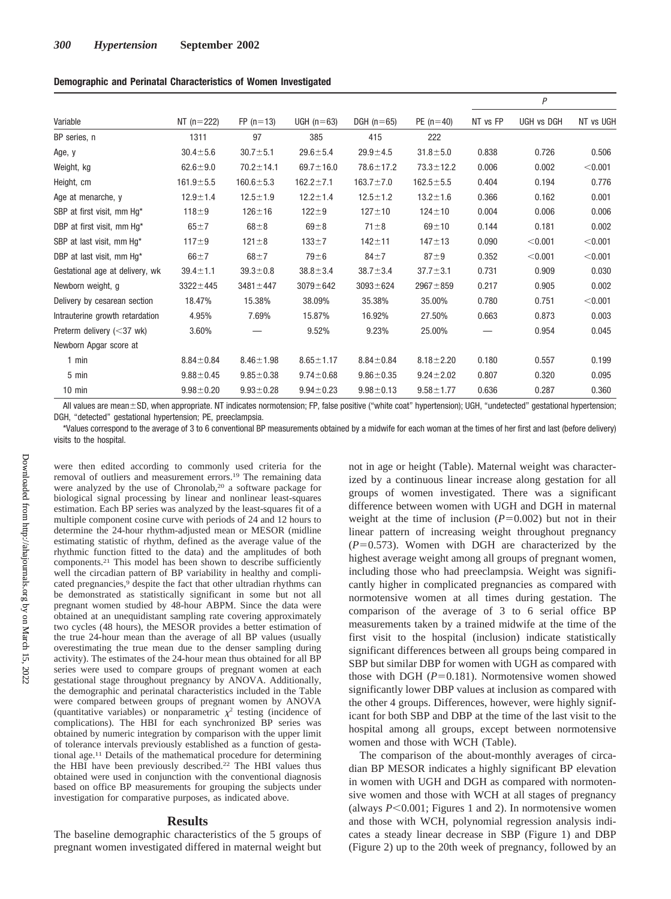**Demographic and Perinatal Characteristics of Women Investigated**

| Variable | NT (n=222) | FP (n=13) | UGH (n=63) | DGH (n=65) | PE (n=40) | *P* | | |
|---|---|---|---|---|---|---|---|---|
| | | | | | | NT vs FP | UGH vs DGH | NT vs UGH |
| BP series, n | 1311 | 97 | 385 | 415 | 222 | | | |
| Age, y | 30.4±5.6 | 30.7±5.1 | 29.6±5.4 | 29.9±4.5 | 31.8±5.0 | 0.838 | 0.726 | 0.506 |
| Weight, kg | 62.6±9.0 | 70.2±14.1 | 69.7±16.0 | 78.6±17.2 | 73.3±12.2 | 0.006 | 0.002 | <0.001 |
| Height, cm | 161.9±5.5 | 160.6±5.3 | 162.2±7.1 | 163.7±7.0 | 162.5±5.5 | 0.404 | 0.194 | 0.776 |
| Age at menarche, y | 12.9±1.4 | 12.5±1.9 | 12.2±1.4 | 12.5±1.2 | 13.2±1.6 | 0.366 | 0.162 | 0.001 |
| SBP at first visit, mm Hg* | 118±9 | 126±16 | 122±9 | 127±10 | 124±10 | 0.004 | 0.006 | 0.006 |
| DBP at first visit, mm Hg* | 65±7 | 68±8 | 69±8 | 71±8 | 69±10 | 0.144 | 0.181 | 0.002 |
| SBP at last visit, mm Hg* | 117±9 | 121±8 | 133±7 | 142±11 | 147±13 | 0.090 | <0.001 | <0.001 |
| DBP at last visit, mm Hg* | 66±7 | 68±7 | 79±6 | 84±7 | 87±9 | 0.352 | <0.001 | <0.001 |
| Gestational age at delivery, wk | 39.4±1.1 | 39.3±0.8 | 38.8±3.4 | 38.7±3.4 | 37.7±3.1 | 0.731 | 0.909 | 0.030 |
| Newborn weight, g | 3322±445 | 3481±447 | 3079±642 | 3093±624 | 2967±859 | 0.217 | 0.905 | 0.002 |
| Delivery by cesarean section | 18.47% | 15.38% | 38.09% | 35.38% | 35.00% | 0.780 | 0.751 | <0.001 |
| Intrauterine growth retardation | 4.95% | 7.69% | 15.87% | 16.92% | 27.50% | 0.663 | 0.873 | 0.003 |
| Preterm delivery (<37 wk) | 3.60% | — | 9.52% | 9.23% | 25.00% | — | 0.954 | 0.045 |
| Newborn Apgar score at | | | | | | | | |
| 1 min | 8.84±0.84 | 8.46±1.98 | 8.65±1.17 | 8.84±0.84 | 8.18±2.20 | 0.180 | 0.557 | 0.199 |
| 5 min | 9.88±0.45 | 9.85±0.38 | 9.74±0.68 | 9.86±0.35 | 9.24±2.02 | 0.807 | 0.320 | 0.095 |
| 10 min | 9.98±0.20 | 9.93±0.28 | 9.94±0.23 | 9.98±0.13 | 9.58±1.77 | 0.636 | 0.287 | 0.360 |

All values are mean±SD, when appropriate. NT indicates normotension; FP, false positive ("white coat" hypertension); UGH, "undetected" gestational hypertension; DGH, "detected" gestational hypertension; PE, preeclampsia.

*Values correspond to the average of 3 to 6 conventional BP measurements obtained by a midwife for each woman at the times of her first and last (before delivery) visits to the hospital.

were then edited according to commonly used criteria for the removal of outliers and measurement errors.[19] The remaining data were analyzed by the use of Chronolab,[20] a software package for biological signal processing by linear and nonlinear least-squares estimation. Each BP series was analyzed by the least-squares fit of a multiple component cosine curve with periods of 24 and 12 hours to determine the 24-hour rhythm-adjusted mean or MESOR (midline estimating statistic of rhythm, defined as the average value of the rhythmic function fitted to the data) and the amplitudes of both components.[21] This model has been shown to describe sufficiently well the circadian pattern of BP variability in healthy and complicated pregnancies,[9] despite the fact that other ultradian rhythms can be demonstrated as statistically significant in some but not all pregnant women studied by 48-hour ABPM. Since the data were obtained at an unequidistant sampling rate covering approximately two cycles (48 hours), the MESOR provides a better estimation of the true 24-hour mean than the average of all BP values (usually overestimating the true mean due to the denser sampling during activity). The estimates of the 24-hour mean thus obtained for all BP series were used to compare groups of pregnant women at each gestational stage throughout pregnancy by ANOVA. Additionally, the demographic and perinatal characteristics included in the Table were compared between groups of pregnant women by ANOVA (quantitative variables) or nonparametric $\chi^2$ testing (incidence of complications). The HBI for each synchronized BP series was obtained by numeric integration by comparison with the upper limit of tolerance intervals previously established as a function of gestational age.[11] Details of the mathematical procedure for determining the HBI have been previously described.[22] The HBI values thus obtained were used in conjunction with the conventional diagnosis based on office BP measurements for grouping the subjects under investigation for comparative purposes, as indicated above.

## Results

The baseline demographic characteristics of the 5 groups of pregnant women investigated differed in maternal weight but not in age or height (Table). Maternal weight was characterized by a continuous linear increase along gestation for all groups of women investigated. There was a significant difference between women with UGH and DGH in maternal weight at the time of inclusion ($P=0.002$) but not in their linear pattern of increasing weight throughout pregnancy ($P=0.573$). Women with DGH are characterized by the highest average weight among all groups of pregnant women, including those who had preeclampsia. Weight was significantly higher in complicated pregnancies as compared with normotensive women at all times during gestation. The comparison of the average of 3 to 6 serial office BP measurements taken by a trained midwife at the time of the first visit to the hospital (inclusion) indicate statistically significant differences between all groups being compared in SBP but similar DBP for women with UGH as compared with those with DGH ($P=0.181$). Normotensive women showed significantly lower DBP values at inclusion as compared with the other 4 groups. Differences, however, were highly significant for both SBP and DBP at the time of the last visit to the hospital among all groups, except between normotensive women and those with WCH (Table).

The comparison of the about-monthly averages of circadian BP MESOR indicates a highly significant BP elevation in women with UGH and DGH as compared with normotensive women and those with WCH at all stages of pregnancy (always $P<0.001$; Figures 1 and 2). In normotensive women and those with WCH, polynomial regression analysis indicates a steady linear decrease in SBP (Figure 1) and DBP (Figure 2) up to the 20th week of pregnancy, followed by an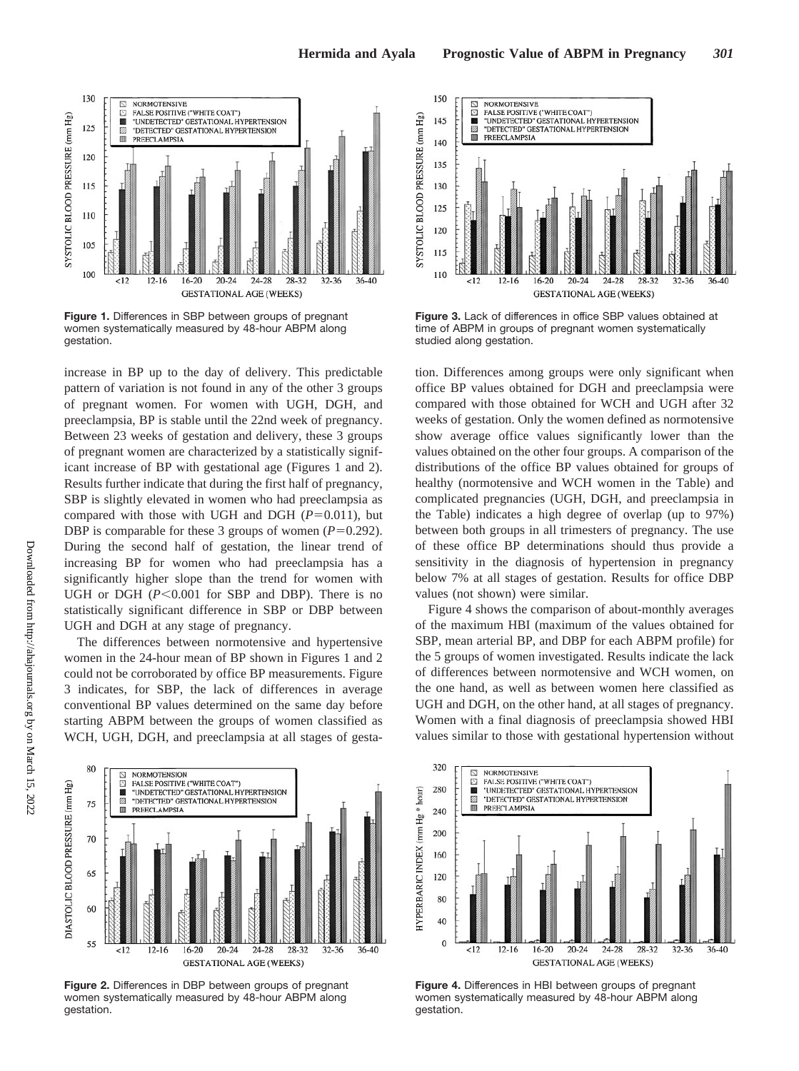Figure 1. Differences in SBP between groups of pregnant women systematically measured by 48-hour ABPM along gestation.

increase in BP up to the day of delivery. This predictable pattern of variation is not found in any of the other 3 groups of pregnant women. For women with UGH, DGH, and preeclampsia, BP is stable until the 22nd week of pregnancy. Between 23 weeks of gestation and delivery, these 3 groups of pregnant women are characterized by a statistically significant increase of BP with gestational age (Figures 1 and 2). Results further indicate that during the first half of pregnancy, SBP is slightly elevated in women who had preeclampsia as compared with those with UGH and DGH ($P=0.011$), but DBP is comparable for these 3 groups of women ($P=0.292$). During the second half of gestation, the linear trend of increasing BP for women who had preeclampsia has a significantly higher slope than the trend for women with UGH or DGH ($P<0.001$ for SBP and DBP). There is no statistically significant difference in SBP or DBP between UGH and DGH at any stage of pregnancy.

The differences between normotensive and hypertensive women in the 24-hour mean of BP shown in Figures 1 and 2 could not be corroborated by office BP measurements. Figure 3 indicates, for SBP, the lack of differences in average conventional BP values determined on the same day before starting ABPM between the groups of women classified as WCH, UGH, DGH, and preeclampsia at all stages of gestation. Differences among groups were only significant when office BP values obtained for DGH and preeclampsia were compared with those obtained for WCH and UGH after 32 weeks of gestation. Only the women defined as normotensive show average office values significantly lower than the values obtained on the other four groups. A comparison of the distributions of the office BP values obtained for groups of healthy (normotensive and WCH women in the Table) and complicated pregnancies (UGH, DGH, and preeclampsia in the Table) indicates a high degree of overlap (up to 97%) between both groups in all trimesters of pregnancy. The use of these office BP determinations should thus provide a sensitivity in the diagnosis of hypertension in pregnancy below 7% at all stages of gestation. Results for office DBP values (not shown) were similar.

Figure 4 shows the comparison of about-monthly averages of the maximum HBI (maximum of the values obtained for SBP, mean arterial BP, and DBP for each ABPM profile) for the 5 groups of women investigated. Results indicate the lack of differences between normotensive and WCH women, on the one hand, as well as between women here classified as UGH and DGH, on the other hand, at all stages of pregnancy. Women with a final diagnosis of preeclampsia showed HBI values similar to those with gestational hypertension without

Figure 2. Differences in DBP between groups of pregnant women systematically measured by 48-hour ABPM along gestation.

Figure 3. Lack of differences in office SBP values obtained at time of ABPM in groups of pregnant women systematically studied along gestation.

Figure 4. Differences in HBI between groups of pregnant women systematically measured by 48-hour ABPM along gestation.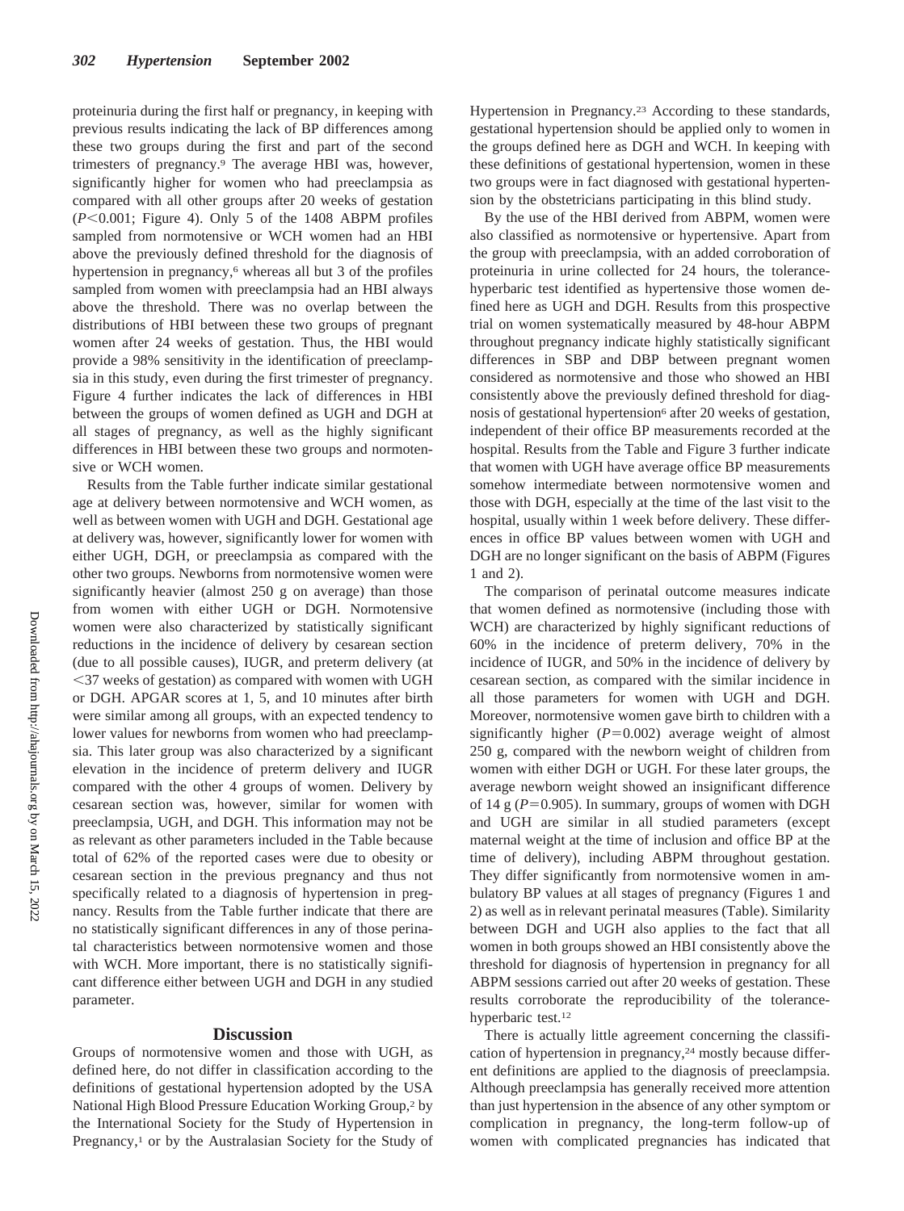proteinuria during the first half or pregnancy, in keeping with previous results indicating the lack of BP differences among these two groups during the first and part of the second trimesters of pregnancy.[9] The average HBI was, however, significantly higher for women who had preeclampsia as compared with all other groups after 20 weeks of gestation ($P<0.001$; Figure 4). Only 5 of the 1408 ABPM profiles sampled from normotensive or WCH women had an HBI above the previously defined threshold for the diagnosis of hypertension in pregnancy,[6] whereas all but 3 of the profiles sampled from women with preeclampsia had an HBI always above the threshold. There was no overlap between the distributions of HBI between these two groups of pregnant women after 24 weeks of gestation. Thus, the HBI would provide a 98% sensitivity in the identification of preeclampsia in this study, even during the first trimester of pregnancy. Figure 4 further indicates the lack of differences in HBI between the groups of women defined as UGH and DGH at all stages of pregnancy, as well as the highly significant differences in HBI between these two groups and normotensive or WCH women.

Results from the Table further indicate similar gestational age at delivery between normotensive and WCH women, as well as between women with UGH and DGH. Gestational age at delivery was, however, significantly lower for women with either UGH, DGH, or preeclampsia as compared with the other two groups. Newborns from normotensive women were significantly heavier (almost 250 g on average) than those from women with either UGH or DGH. Normotensive women were also characterized by statistically significant reductions in the incidence of delivery by cesarean section (due to all possible causes), IUGR, and preterm delivery (at <37 weeks of gestation) as compared with women with UGH or DGH. APGAR scores at 1, 5, and 10 minutes after birth were similar among all groups, with an expected tendency to lower values for newborns from women who had preeclampsia. This later group was also characterized by a significant elevation in the incidence of preterm delivery and IUGR compared with the other 4 groups of women. Delivery by cesarean section was, however, similar for women with preeclampsia, UGH, and DGH. This information may not be as relevant as other parameters included in the Table because total of 62% of the reported cases were due to obesity or cesarean section in the previous pregnancy and thus not specifically related to a diagnosis of hypertension in pregnancy. Results from the Table further indicate that there are no statistically significant differences in any of those perinatal characteristics between normotensive women and those with WCH. More important, there is no statistically significant difference either between UGH and DGH in any studied parameter.

## Discussion

Groups of normotensive women and those with UGH, as defined here, do not differ in classification according to the definitions of gestational hypertension adopted by the USA National High Blood Pressure Education Working Group,[2] by the International Society for the Study of Hypertension in Pregnancy,[1] or by the Australasian Society for the Study of Hypertension in Pregnancy.[23] According to these standards, gestational hypertension should be applied only to women in the groups defined here as DGH and WCH. In keeping with these definitions of gestational hypertension, women in these two groups were in fact diagnosed with gestational hypertension by the obstetricians participating in this blind study.

By the use of the HBI derived from ABPM, women were also classified as normotensive or hypertensive. Apart from the group with preeclampsia, with an added corroboration of proteinuria in urine collected for 24 hours, the tolerance-hyperbaric test identified as hypertensive those women defined here as UGH and DGH. Results from this prospective trial on women systematically measured by 48-hour ABPM throughout pregnancy indicate highly statistically significant differences in SBP and DBP between pregnant women considered as normotensive and those who showed an HBI consistently above the previously defined threshold for diagnosis of gestational hypertension[6] after 20 weeks of gestation, independent of their office BP measurements recorded at the hospital. Results from the Table and Figure 3 further indicate that women with UGH have average office BP measurements somehow intermediate between normotensive women and those with DGH, especially at the time of the last visit to the hospital, usually within 1 week before delivery. These differences in office BP values between women with UGH and DGH are no longer significant on the basis of ABPM (Figures 1 and 2).

The comparison of perinatal outcome measures indicate that women defined as normotensive (including those with WCH) are characterized by highly significant reductions of 60% in the incidence of preterm delivery, 70% in the incidence of IUGR, and 50% in the incidence of delivery by cesarean section, as compared with the similar incidence in all those parameters for women with UGH and DGH. Moreover, normotensive women gave birth to children with a significantly higher ($P=0.002$) average weight of almost 250 g, compared with the newborn weight of children from women with either DGH or UGH. For these later groups, the average newborn weight showed an insignificant difference of 14 g ($P=0.905$). In summary, groups of women with DGH and UGH are similar in all studied parameters (except maternal weight at the time of inclusion and office BP at the time of delivery), including ABPM throughout gestation. They differ significantly from normotensive women in ambulatory BP values at all stages of pregnancy (Figures 1 and 2) as well as in relevant perinatal measures (Table). Similarity between DGH and UGH also applies to the fact that all women in both groups showed an HBI consistently above the threshold for diagnosis of hypertension in pregnancy for all ABPM sessions carried out after 20 weeks of gestation. These results corroborate the reproducibility of the tolerance-hyperbaric test.[12]

There is actually little agreement concerning the classification of hypertension in pregnancy,[24] mostly because different definitions are applied to the diagnosis of preeclampsia. Although preeclampsia has generally received more attention than just hypertension in the absence of any other symptom or complication in pregnancy, the long-term follow-up of women with complicated pregnancies has indicated that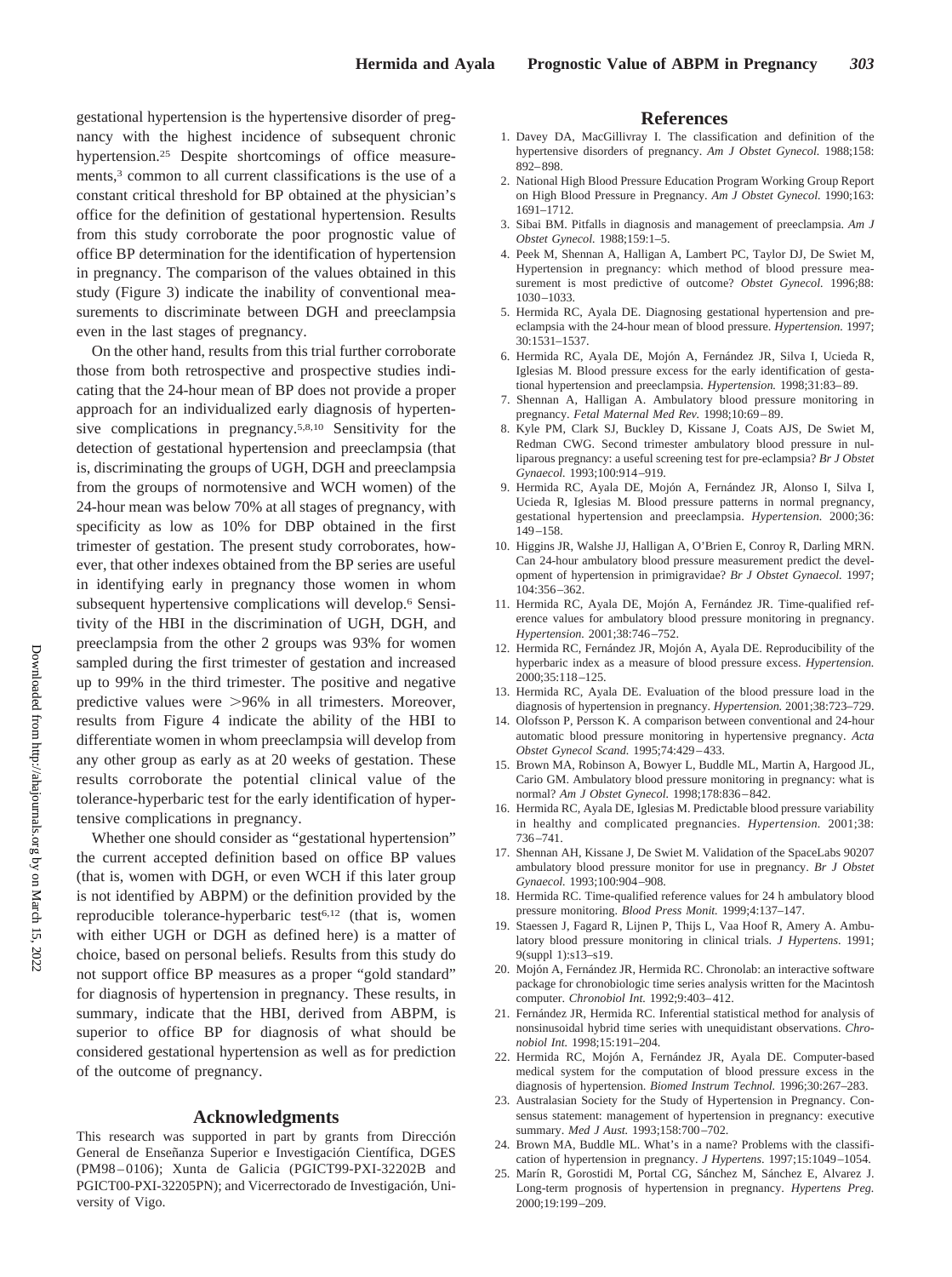gestational hypertension is the hypertensive disorder of pregnancy with the highest incidence of subsequent chronic hypertension.[25] Despite shortcomings of office measurements,[3] common to all current classifications is the use of a constant critical threshold for BP obtained at the physician's office for the definition of gestational hypertension. Results from this study corroborate the poor prognostic value of office BP determination for the identification of hypertension in pregnancy. The comparison of the values obtained in this study (Figure 3) indicate the inability of conventional measurements to discriminate between DGH and preeclampsia even in the last stages of pregnancy.

On the other hand, results from this trial further corroborate those from both retrospective and prospective studies indicating that the 24-hour mean of BP does not provide a proper approach for an individualized early diagnosis of hypertensive complications in pregnancy.[5,8,10] Sensitivity for the detection of gestational hypertension and preeclampsia (that is, discriminating the groups of UGH, DGH and preeclampsia from the groups of normotensive and WCH women) of the 24-hour mean was below 70% at all stages of pregnancy, with specificity as low as 10% for DBP obtained in the first trimester of gestation. The present study corroborates, however, that other indexes obtained from the BP series are useful in identifying early in pregnancy those women in whom subsequent hypertensive complications will develop.[6] Sensitivity of the HBI in the discrimination of UGH, DGH, and preeclampsia from the other 2 groups was 93% for women sampled during the first trimester of gestation and increased up to 99% in the third trimester. The positive and negative predictive values were >96% in all trimesters. Moreover, results from Figure 4 indicate the ability of the HBI to differentiate women in whom preeclampsia will develop from any other group as early as at 20 weeks of gestation. These results corroborate the potential clinical value of the tolerance-hyperbaric test for the early identification of hypertensive complications in pregnancy.

Whether one should consider as "gestational hypertension" the current accepted definition based on office BP values (that is, women with DGH, or even WCH if this later group is not identified by ABPM) or the definition provided by the reproducible tolerance-hyperbaric test[6,12] (that is, women with either UGH or DGH as defined here) is a matter of choice, based on personal beliefs. Results from this study do not support office BP measures as a proper "gold standard" for diagnosis of hypertension in pregnancy. These results, in summary, indicate that the HBI, derived from ABPM, is superior to office BP for diagnosis of what should be considered gestational hypertension as well as for prediction of the outcome of pregnancy.

## Acknowledgments

This research was supported in part by grants from Dirección General de Enseñanza Superior e Investigación Científica, DGES (PM98–0106); Xunta de Galicia (PGICT99-PXI-32202B and PGICT00-PXI-32205PN); and Vicerrectorado de Investigación, University of Vigo.

## References

1. Davey DA, MacGillivray I. The classification and definition of the hypertensive disorders of pregnancy. *Am J Obstet Gynecol.* 1988;158: 892–898.
2. National High Blood Pressure Education Program Working Group Report on High Blood Pressure in Pregnancy. *Am J Obstet Gynecol.* 1990;163: 1691–1712.
3. Sibai BM. Pitfalls in diagnosis and management of preeclampsia. *Am J Obstet Gynecol.* 1988;159:1–5.
4. Peek M, Shennan A, Halligan A, Lambert PC, Taylor DJ, De Swiet M, Hypertension in pregnancy: which method of blood pressure measurement is most predictive of outcome? *Obstet Gynecol.* 1996;88: 1030–1033.
5. Hermida RC, Ayala DE. Diagnosing gestational hypertension and preeclampsia with the 24-hour mean of blood pressure. *Hypertension.* 1997; 30:1531–1537.
6. Hermida RC, Ayala DE, Mojón A, Fernández JR, Silva I, Ucieda R, Iglesias M. Blood pressure excess for the early identification of gestational hypertension and preeclampsia. *Hypertension.* 1998;31:83–89.
7. Shennan A, Halligan A. Ambulatory blood pressure monitoring in pregnancy. *Fetal Maternal Med Rev.* 1998;10:69–89.
8. Kyle PM, Clark SJ, Buckley D, Kissane J, Coats AJS, De Swiet M, Redman CWG. Second trimester ambulatory blood pressure in nulliparous pregnancy: a useful screening test for pre-eclampsia? *Br J Obstet Gynaecol.* 1993;100:914–919.
9. Hermida RC, Ayala DE, Mojón A, Fernández JR, Alonso I, Silva I, Ucieda R, Iglesias M. Blood pressure patterns in normal pregnancy, gestational hypertension and preeclampsia. *Hypertension.* 2000;36: 149–158.
10. Higgins JR, Walshe JJ, Halligan A, O'Brien E, Conroy R, Darling MRN. Can 24-hour ambulatory blood pressure measurement predict the development of hypertension in primigravidae? *Br J Obstet Gynaecol.* 1997; 104:356–362.
11. Hermida RC, Ayala DE, Mojón A, Fernández JR. Time-qualified reference values for ambulatory blood pressure monitoring in pregnancy. *Hypertension.* 2001;38:746–752.
12. Hermida RC, Fernández JR, Mojón A, Ayala DE. Reproducibility of the hyperbaric index as a measure of blood pressure excess. *Hypertension.* 2000;35:118–125.
13. Hermida RC, Ayala DE. Evaluation of the blood pressure load in the diagnosis of hypertension in pregnancy. *Hypertension.* 2001;38:723–729.
14. Olofsson P, Persson K. A comparison between conventional and 24-hour automatic blood pressure monitoring in hypertensive pregnancy. *Acta Obstet Gynecol Scand.* 1995;74:429–433.
15. Brown MA, Robinson A, Bowyer L, Buddle ML, Martin A, Hargood JL, Cario GM. Ambulatory blood pressure monitoring in pregnancy: what is normal? *Am J Obstet Gynecol.* 1998;178:836–842.
16. Hermida RC, Ayala DE, Iglesias M. Predictable blood pressure variability in healthy and complicated pregnancies. *Hypertension.* 2001;38: 736–741.
17. Shennan AH, Kissane J, De Swiet M. Validation of the SpaceLabs 90207 ambulatory blood pressure monitor for use in pregnancy. *Br J Obstet Gynaecol.* 1993;100:904–908.
18. Hermida RC. Time-qualified reference values for 24 h ambulatory blood pressure monitoring. *Blood Press Monit.* 1999;4:137–147.
19. Staessen J, Fagard R, Lijnen P, Thijs L, Vaa Hoof R, Amery A. Ambulatory blood pressure monitoring in clinical trials. *J Hypertens.* 1991; 9(suppl 1):s13–s19.
20. Mojón A, Fernández JR, Hermida RC. Chronolab: an interactive software package for chronobiologic time series analysis written for the Macintosh computer. *Chronobiol Int.* 1992;9:403–412.
21. Fernández JR, Hermida RC. Inferential statistical method for analysis of nonsinusoidal hybrid time series with unequidistant observations. *Chronobiol Int.* 1998;15:191–204.
22. Hermida RC, Mojón A, Fernández JR, Ayala DE. Computer-based medical system for the computation of blood pressure excess in the diagnosis of hypertension. *Biomed Instrum Technol.* 1996;30:267–283.
23. Australasian Society for the Study of Hypertension in Pregnancy. Consensus statement: management of hypertension in pregnancy: executive summary. *Med J Aust.* 1993;158:700–702.
24. Brown MA, Buddle ML. What's in a name? Problems with the classification of hypertension in pregnancy. *J Hypertens.* 1997;15:1049–1054.
25. Marín R, Gorostidi M, Portal CG, Sánchez M, Sánchez E, Alvarez J. Long-term prognosis of hypertension in pregnancy. *Hypertens Preg.* 2000;19:199–209.